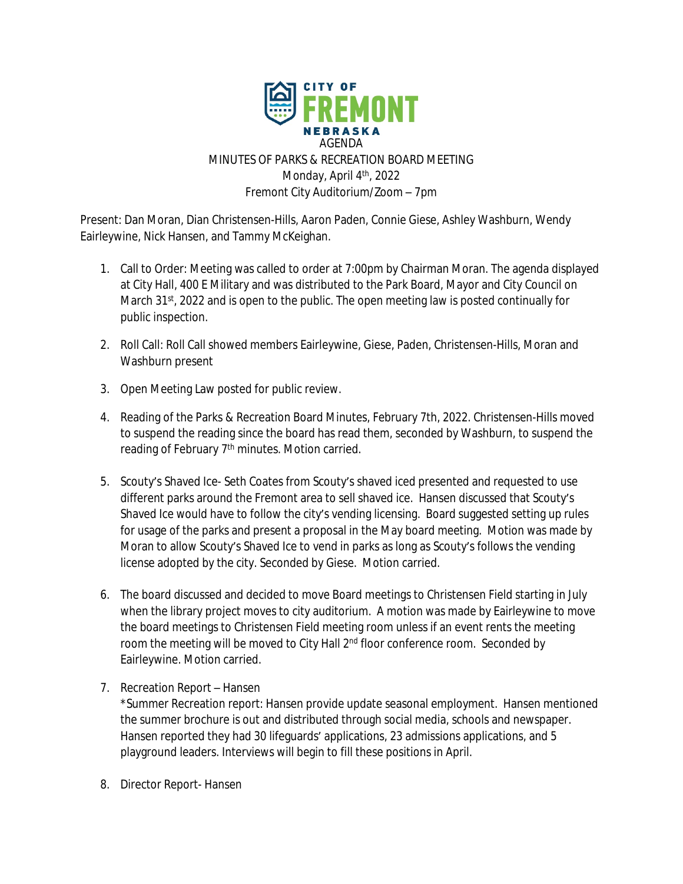CITY OF FREMONT NEBRASKA

AGENDA

MINUTES OF PARKS & RECREATION BOARD MEETING

Monday, April 4th, 2022

Fremont City Auditorium/Zoom – 7pm

Present: Dan Moran, Dian Christensen-Hills, Aaron Paden, Connie Giese, Ashley Washburn, Wendy Eairleywine, Nick Hansen, and Tammy McKeighan.

1. Call to Order: Meeting was called to order at 7:00pm by Chairman Moran. The agenda displayed at City Hall, 400 E Military and was distributed to the Park Board, Mayor and City Council on March 31st, 2022 and is open to the public. The open meeting law is posted continually for public inspection.

2. Roll Call: Roll Call showed members Eairleywine, Giese, Paden, Christensen-Hills, Moran and Washburn present

3. Open Meeting Law posted for public review.

4. Reading of the Parks & Recreation Board Minutes, February 7th, 2022. Christensen-Hills moved to suspend the reading since the board has read them, seconded by Washburn, to suspend the reading of February 7th minutes. Motion carried.

5. Scouty's Shaved Ice- Seth Coates from Scouty's shaved iced presented and requested to use different parks around the Fremont area to sell shaved ice. Hansen discussed that Scouty's Shaved Ice would have to follow the city's vending licensing. Board suggested setting up rules for usage of the parks and present a proposal in the May board meeting. Motion was made by Moran to allow Scouty's Shaved Ice to vend in parks as long as Scouty's follows the vending license adopted by the city. Seconded by Giese. Motion carried.

6. The board discussed and decided to move Board meetings to Christensen Field starting in July when the library project moves to city auditorium. A motion was made by Eairleywine to move the board meetings to Christensen Field meeting room unless if an event rents the meeting room the meeting will be moved to City Hall 2nd floor conference room. Seconded by Eairleywine. Motion carried.

7. Recreation Report – Hansen

   *Summer Recreation report: Hansen provide update seasonal employment. Hansen mentioned the summer brochure is out and distributed through social media, schools and newspaper. Hansen reported they had 30 lifeguards' applications, 23 admissions applications, and 5 playground leaders. Interviews will begin to fill these positions in April.

8. Director Report- Hansen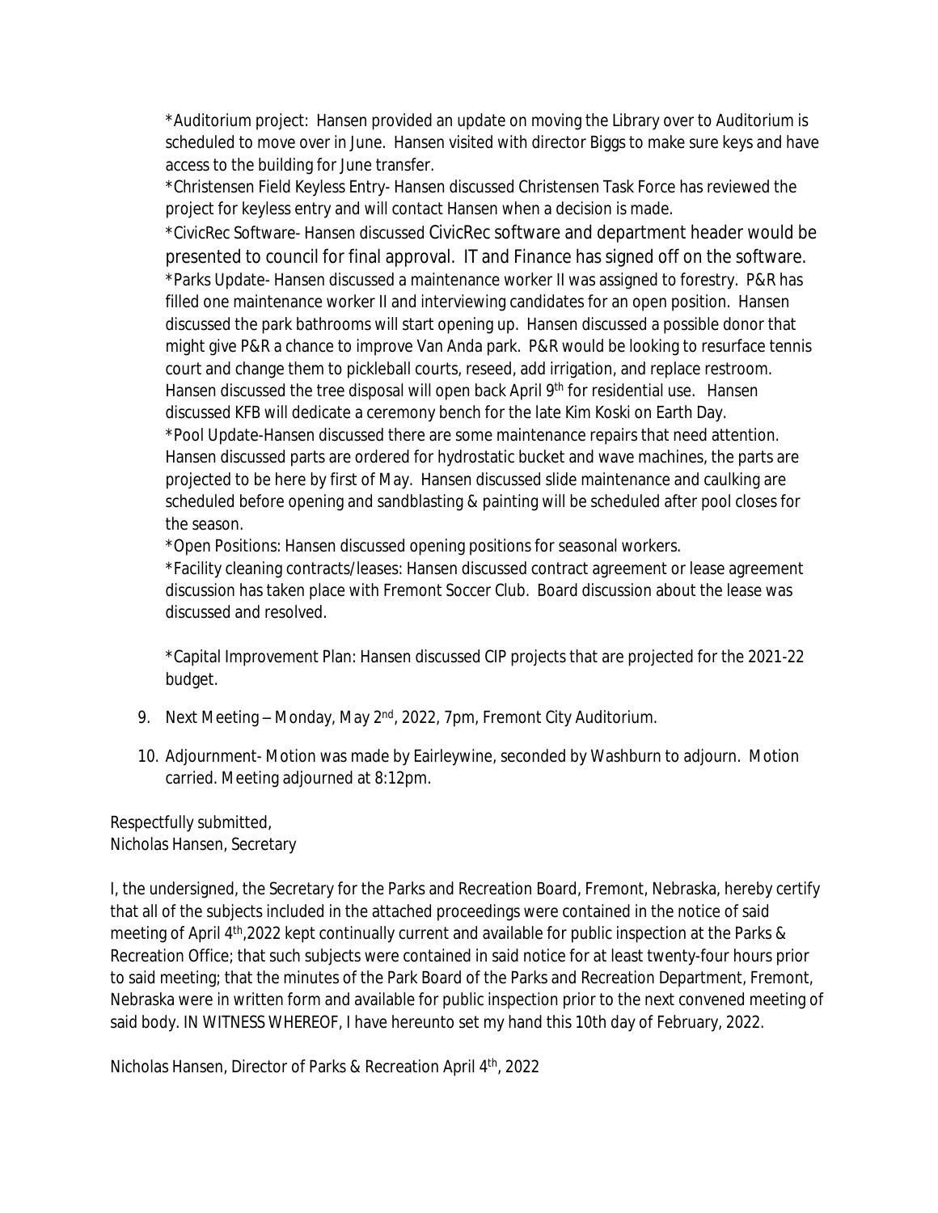*Auditorium project: Hansen provided an update on moving the Library over to Auditorium is scheduled to move over in June. Hansen visited with director Biggs to make sure keys and have access to the building for June transfer.

*Christensen Field Keyless Entry- Hansen discussed Christensen Task Force has reviewed the project for keyless entry and will contact Hansen when a decision is made.

*CivicRec Software- Hansen discussed CivicRec software and department header would be presented to council for final approval. IT and Finance has signed off on the software.

*Parks Update- Hansen discussed a maintenance worker II was assigned to forestry. P&R has filled one maintenance worker II and interviewing candidates for an open position. Hansen discussed the park bathrooms will start opening up. Hansen discussed a possible donor that might give P&R a chance to improve Van Anda park. P&R would be looking to resurface tennis court and change them to pickleball courts, reseed, add irrigation, and replace restroom. Hansen discussed the tree disposal will open back April 9th for residential use. Hansen discussed KFB will dedicate a ceremony bench for the late Kim Koski on Earth Day.

*Pool Update-Hansen discussed there are some maintenance repairs that need attention. Hansen discussed parts are ordered for hydrostatic bucket and wave machines, the parts are projected to be here by first of May. Hansen discussed slide maintenance and caulking are scheduled before opening and sandblasting & painting will be scheduled after pool closes for the season.

*Open Positions: Hansen discussed opening positions for seasonal workers.

*Facility cleaning contracts/leases: Hansen discussed contract agreement or lease agreement discussion has taken place with Fremont Soccer Club. Board discussion about the lease was discussed and resolved.

*Capital Improvement Plan: Hansen discussed CIP projects that are projected for the 2021-22 budget.

9. Next Meeting – Monday, May 2nd, 2022, 7pm, Fremont City Auditorium.

10. Adjournment- Motion was made by Eairleywine, seconded by Washburn to adjourn. Motion carried. Meeting adjourned at 8:12pm.

Respectfully submitted,
Nicholas Hansen, Secretary

I, the undersigned, the Secretary for the Parks and Recreation Board, Fremont, Nebraska, hereby certify that all of the subjects included in the attached proceedings were contained in the notice of said meeting of April 4th,2022 kept continually current and available for public inspection at the Parks & Recreation Office; that such subjects were contained in said notice for at least twenty-four hours prior to said meeting; that the minutes of the Park Board of the Parks and Recreation Department, Fremont, Nebraska were in written form and available for public inspection prior to the next convened meeting of said body. IN WITNESS WHEREOF, I have hereunto set my hand this 10th day of February, 2022.

Nicholas Hansen, Director of Parks & Recreation April 4th, 2022